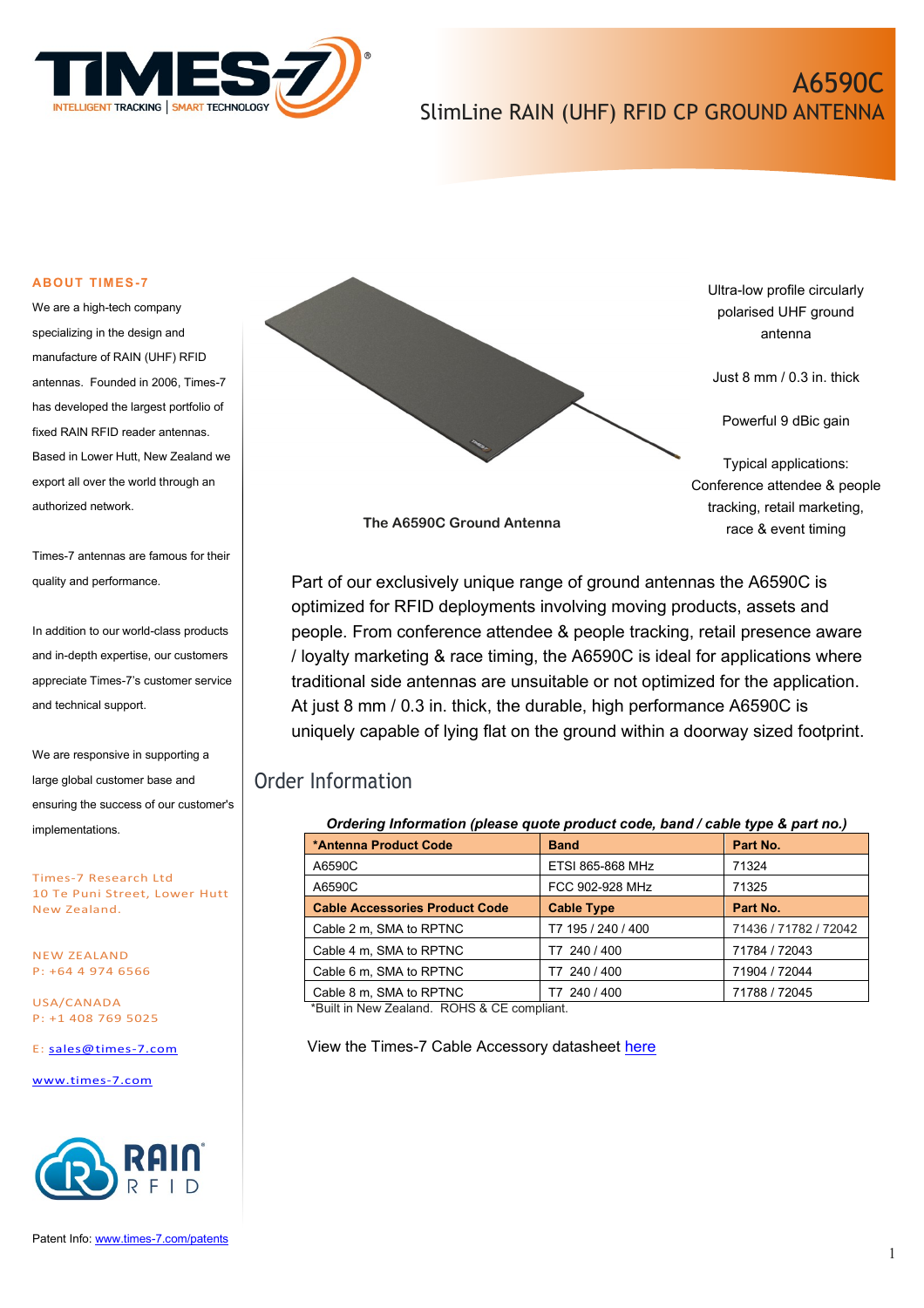# A6590C

## SlimLine RAIN (UHF) RFID CP GROUND ANTENNA

### ABOUT TIMES-7

We are a high-tech company specializing in the design and manufacture of RAIN (UHF) RFID antennas. Founded in 2006, Times-7 has developed the largest portfolio of fixed RAIN RFID reader antennas. Based in Lower Hutt, New Zealand we export all over the world through an authorized network.

Times-7 antennas are famous for their quality and performance.

In addition to our world-class products and in-depth expertise, our customers appreciate Times-7's customer service and technical support.

We are responsive in supporting a large global customer base and ensuring the success of our customer's implementations.

Times-7 Research Ltd
10 Te Puni Street, Lower Hutt
New Zealand.

NEW ZEALAND
P: +64 4 974 6566

USA/CANADA
P: +1 408 769 5025

E: sales@times-7.com

www.times-7.com

Patent Info: www.times-7.com/patents

The A6590C Ground Antenna

Ultra-low profile circularly polarised UHF ground antenna

Just 8 mm / 0.3 in. thick

Powerful 9 dBic gain

Typical applications: Conference attendee & people tracking, retail marketing, race & event timing

Part of our exclusively unique range of ground antennas the A6590C is optimized for RFID deployments involving moving products, assets and people. From conference attendee & people tracking, retail presence aware / loyalty marketing & race timing, the A6590C is ideal for applications where traditional side antennas are unsuitable or not optimized for the application. At just 8 mm / 0.3 in. thick, the durable, high performance A6590C is uniquely capable of lying flat on the ground within a doorway sized footprint.

## Order Information

***Ordering Information (please quote product code, band / cable type & part no.)***

| **\*Antenna Product Code** | **Band** | **Part No.** |
|---|---|---|
| A6590C | ETSI 865-868 MHz | 71324 |
| A6590C | FCC 902-928 MHz | 71325 |
| **Cable Accessories Product Code** | **Cable Type** | **Part No.** |
| Cable 2 m, SMA to RPTNC | T7 195 / 240 / 400 | 71436 / 71782 / 72042 |
| Cable 4 m, SMA to RPTNC | T7 240 / 400 | 71784 / 72043 |
| Cable 6 m, SMA to RPTNC | T7 240 / 400 | 71904 / 72044 |
| Cable 8 m, SMA to RPTNC | T7 240 / 400 | 71788 / 72045 |

*Built in New Zealand. ROHS & CE compliant.

View the Times-7 Cable Accessory datasheet here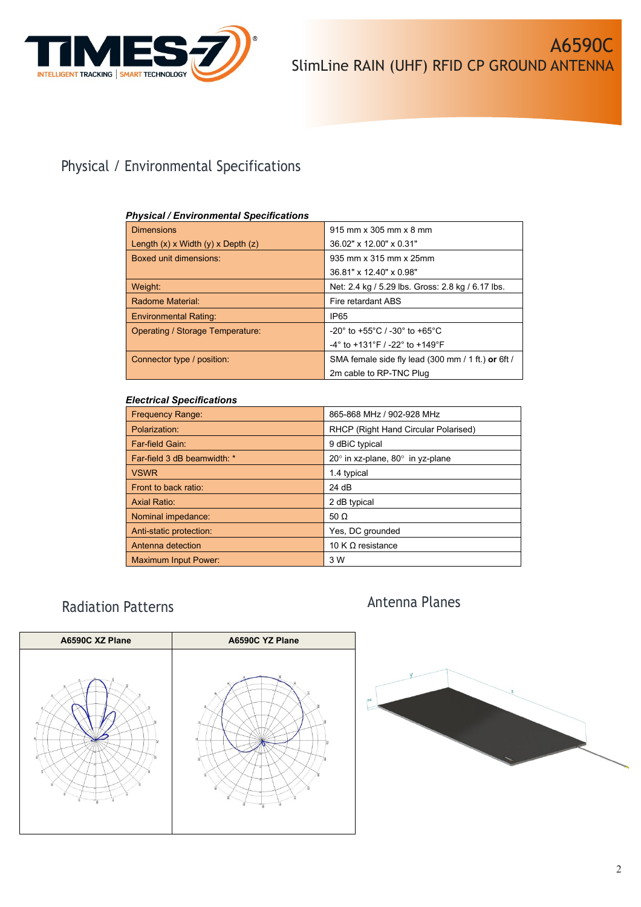# A6590C
## SlimLine RAIN (UHF) RFID CP GROUND ANTENNA

## Physical / Environmental Specifications

***Physical / Environmental Specifications***

| | |
|---|---|
| Dimensions<br>Length (x) x Width (y) x Depth (z) | 915 mm x 305 mm x 8 mm<br>36.02" x 12.00" x 0.31" |
| Boxed unit dimensions: | 935 mm x 315 mm x 25mm<br>36.81" x 12.40" x 0.98" |
| Weight: | Net: 2.4 kg / 5.29 lbs. Gross: 2.8 kg / 6.17 lbs. |
| Radome Material: | Fire retardant ABS |
| Environmental Rating: | IP65 |
| Operating / Storage Temperature: | -20° to +55°C / -30° to +65°C<br>-4° to +131°F / -22° to +149°F |
| Connector type / position: | SMA female side fly lead (300 mm / 1 ft.) **or** 6ft / 2m cable to RP-TNC Plug |

***Electrical Specifications***

| | |
|---|---|
| Frequency Range: | 865-868 MHz / 902-928 MHz |
| Polarization: | RHCP (Right Hand Circular Polarised) |
| Far-field Gain: | 9 dBiC typical |
| Far-field 3 dB beamwidth: * | 20° in xz-plane, 80° in yz-plane |
| VSWR | 1.4 typical |
| Front to back ratio: | 24 dB |
| Axial Ratio: | 2 dB typical |
| Nominal impedance: | 50 Ω |
| Anti-static protection: | Yes, DC grounded |
| Antenna detection | 10 K Ω resistance |
| Maximum Input Power: | 3 W |

## Radiation Patterns

| A6590C XZ Plane | A6590C YZ Plane |
|---|---|
| | |

## Antenna Planes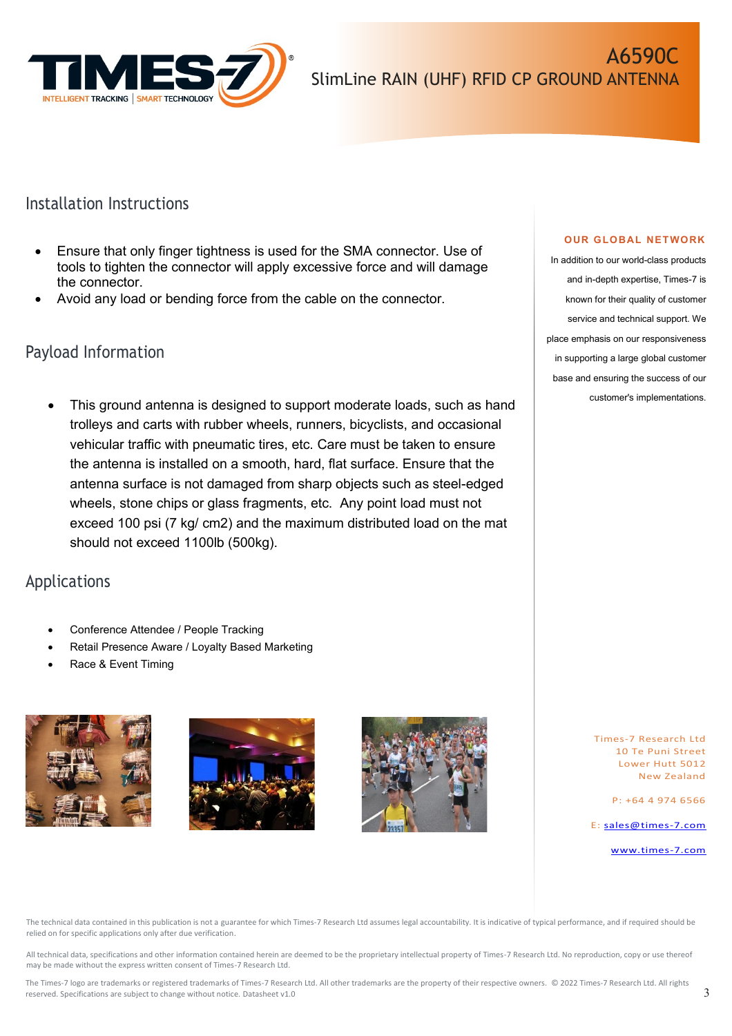# A6590C

## SlimLine RAIN (UHF) RFID CP GROUND ANTENNA

## Installation Instructions

- Ensure that only finger tightness is used for the SMA connector. Use of tools to tighten the connector will apply excessive force and will damage the connector.
- Avoid any load or bending force from the cable on the connector.

## Payload Information

- This ground antenna is designed to support moderate loads, such as hand trolleys and carts with rubber wheels, runners, bicyclists, and occasional vehicular traffic with pneumatic tires, etc. Care must be taken to ensure the antenna is installed on a smooth, hard, flat surface. Ensure that the antenna surface is not damaged from sharp objects such as steel-edged wheels, stone chips or glass fragments, etc. Any point load must not exceed 100 psi (7 kg/ cm2) and the maximum distributed load on the mat should not exceed 1100lb (500kg).

## Applications

- Conference Attendee / People Tracking
- Retail Presence Aware / Loyalty Based Marketing
- Race & Event Timing

**OUR GLOBAL NETWORK**

In addition to our world-class products and in-depth expertise, Times-7 is known for their quality of customer service and technical support. We place emphasis on our responsiveness in supporting a large global customer base and ensuring the success of our customer's implementations.

Times-7 Research Ltd
10 Te Puni Street
Lower Hutt 5012
New Zealand

P: +64 4 974 6566

E: sales@times-7.com

www.times-7.com

The technical data contained in this publication is not a guarantee for which Times-7 Research Ltd assumes legal accountability. It is indicative of typical performance, and if required should be relied on for specific applications only after due verification.

All technical data, specifications and other information contained herein are deemed to be the proprietary intellectual property of Times-7 Research Ltd. No reproduction, copy or use thereof may be made without the express written consent of Times-7 Research Ltd.

The Times-7 logo are trademarks or registered trademarks of Times-7 Research Ltd. All other trademarks are the property of their respective owners. © 2022 Times-7 Research Ltd. All rights reserved. Specifications are subject to change without notice. Datasheet v1.0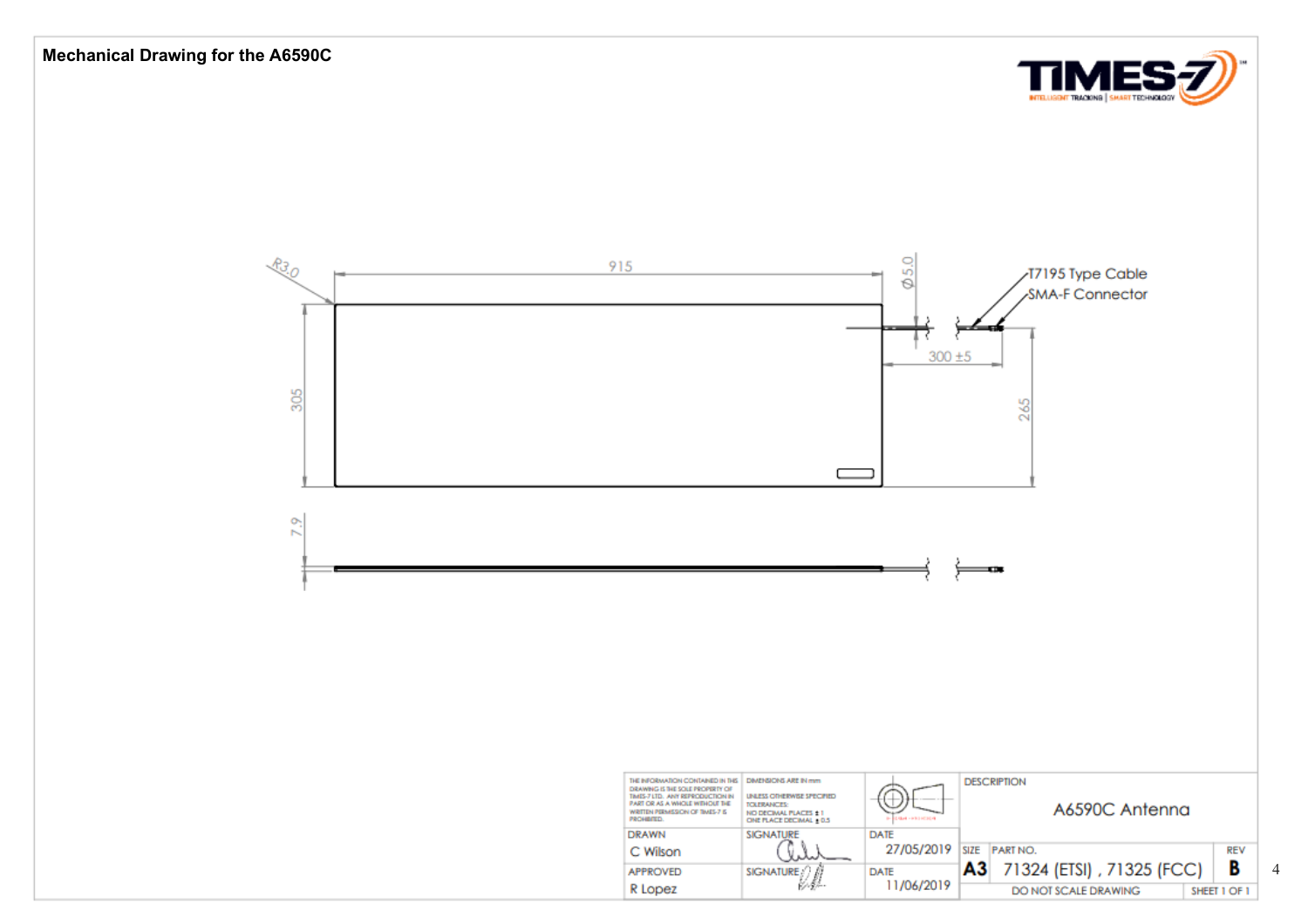**Mechanical Drawing for the A6590C**

TIMES-7

INTELLIGENT TRACKING | SMART TECHNOLOGY

R3.0

915

Ø5.0

T7195 Type Cable

SMA-F Connector

300 ±5

305

265

7.9

| | | | |
|---|---|---|---|
| THE INFORMATION CONTAINED IN THIS DRAWING IS THE SOLE PROPERTY OF TIMES-7 LTD. ANY REPRODUCTION IN PART OR AS A WHOLE WITHOUT THE WRITTEN PERMISSION OF TIMES-7 IS PROHIBITED. | DIMENSIONS ARE IN mm<br>UNLESS OTHERWISE SPECIFIED TOLERANCES:<br>NO DECIMAL PLACES ± 1<br>ONE PLACE DECIMAL ± 0.5 | | DESCRIPTION<br>A6590C Antenna |
| DRAWN<br>C Wilson | SIGNATURE | DATE<br>27/05/2019 | SIZE A3 · PART NO. 71324 (ETSI) , 71325 (FCC) · REV B |
| APPROVED<br>R Lopez | SIGNATURE | DATE<br>11/06/2019 | DO NOT SCALE DRAWING · SHEET 1 OF 1 |